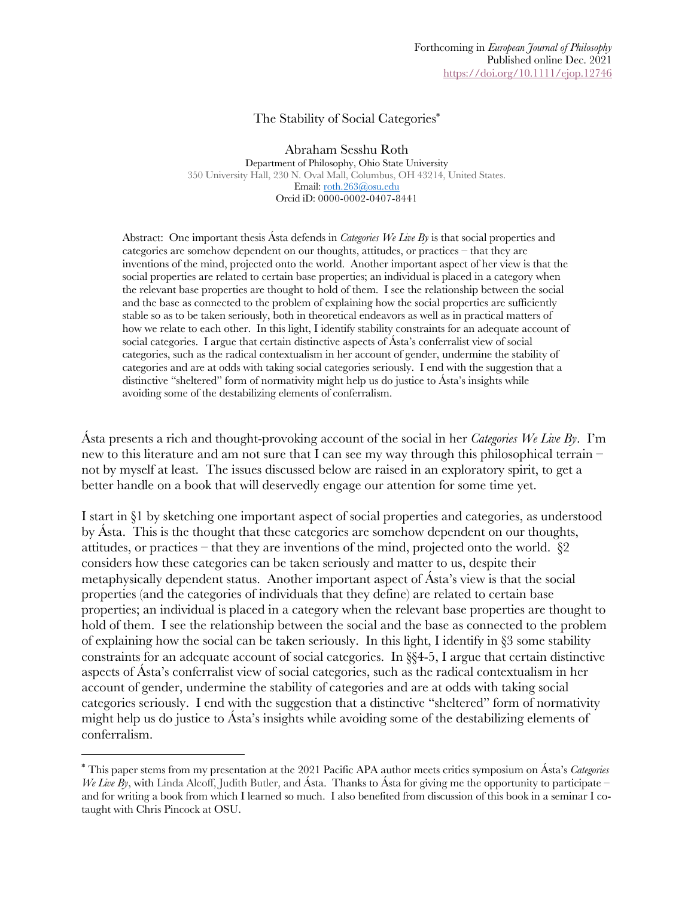Forthcoming in *European Journal of Philosophy*
Published online Dec. 2021
https://doi.org/10.1111/ejop.12746

# The Stability of Social Categories*

Abraham Sesshu Roth
Department of Philosophy, Ohio State University
350 University Hall, 230 N. Oval Mall, Columbus, OH 43214, United States.
Email: roth.263@osu.edu
Orcid iD: 0000-0002-0407-8441

Abstract: One important thesis Ásta defends in *Categories We Live By* is that social properties and categories are somehow dependent on our thoughts, attitudes, or practices – that they are inventions of the mind, projected onto the world. Another important aspect of her view is that the social properties are related to certain base properties; an individual is placed in a category when the relevant base properties are thought to hold of them. I see the relationship between the social and the base as connected to the problem of explaining how the social properties are sufficiently stable so as to be taken seriously, both in theoretical endeavors as well as in practical matters of how we relate to each other. In this light, I identify stability constraints for an adequate account of social categories. I argue that certain distinctive aspects of Ásta's conferralist view of social categories, such as the radical contextualism in her account of gender, undermine the stability of categories and are at odds with taking social categories seriously. I end with the suggestion that a distinctive "sheltered" form of normativity might help us do justice to Ásta's insights while avoiding some of the destabilizing elements of conferralism.

Ásta presents a rich and thought-provoking account of the social in her *Categories We Live By*. I'm new to this literature and am not sure that I can see my way through this philosophical terrain – not by myself at least. The issues discussed below are raised in an exploratory spirit, to get a better handle on a book that will deservedly engage our attention for some time yet.

I start in §1 by sketching one important aspect of social properties and categories, as understood by Ásta. This is the thought that these categories are somehow dependent on our thoughts, attitudes, or practices – that they are inventions of the mind, projected onto the world. §2 considers how these categories can be taken seriously and matter to us, despite their metaphysically dependent status. Another important aspect of Ásta's view is that the social properties (and the categories of individuals that they define) are related to certain base properties; an individual is placed in a category when the relevant base properties are thought to hold of them. I see the relationship between the social and the base as connected to the problem of explaining how the social can be taken seriously. In this light, I identify in §3 some stability constraints for an adequate account of social categories. In §§4-5, I argue that certain distinctive aspects of Ásta's conferralist view of social categories, such as the radical contextualism in her account of gender, undermine the stability of categories and are at odds with taking social categories seriously. I end with the suggestion that a distinctive "sheltered" form of normativity might help us do justice to Ásta's insights while avoiding some of the destabilizing elements of conferralism.

* This paper stems from my presentation at the 2021 Pacific APA author meets critics symposium on Ásta's *Categories We Live By*, with Linda Alcoff, Judith Butler, and Ásta. Thanks to Ásta for giving me the opportunity to participate – and for writing a book from which I learned so much. I also benefited from discussion of this book in a seminar I co-taught with Chris Pincock at OSU.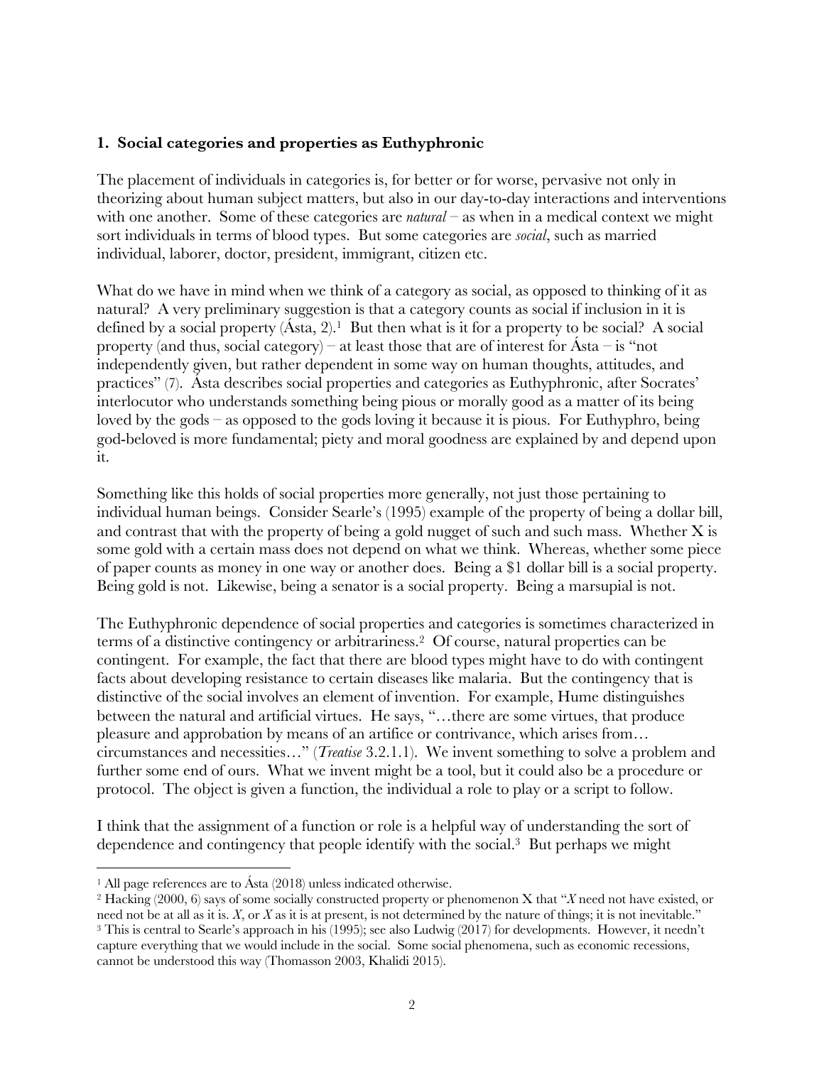**1. Social categories and properties as Euthyphronic**

The placement of individuals in categories is, for better or for worse, pervasive not only in theorizing about human subject matters, but also in our day-to-day interactions and interventions with one another. Some of these categories are *natural* – as when in a medical context we might sort individuals in terms of blood types. But some categories are *social*, such as married individual, laborer, doctor, president, immigrant, citizen etc.

What do we have in mind when we think of a category as social, as opposed to thinking of it as natural? A very preliminary suggestion is that a category counts as social if inclusion in it is defined by a social property (Ásta, 2).[1] But then what is it for a property to be social? A social property (and thus, social category) – at least those that are of interest for Ásta – is "not independently given, but rather dependent in some way on human thoughts, attitudes, and practices" (7). Ásta describes social properties and categories as Euthyphronic, after Socrates' interlocutor who understands something being pious or morally good as a matter of its being loved by the gods – as opposed to the gods loving it because it is pious. For Euthyphro, being god-beloved is more fundamental; piety and moral goodness are explained by and depend upon it.

Something like this holds of social properties more generally, not just those pertaining to individual human beings. Consider Searle's (1995) example of the property of being a dollar bill, and contrast that with the property of being a gold nugget of such and such mass. Whether X is some gold with a certain mass does not depend on what we think. Whereas, whether some piece of paper counts as money in one way or another does. Being a $1 dollar bill is a social property. Being gold is not. Likewise, being a senator is a social property. Being a marsupial is not.

The Euthyphronic dependence of social properties and categories is sometimes characterized in terms of a distinctive contingency or arbitrariness.[2] Of course, natural properties can be contingent. For example, the fact that there are blood types might have to do with contingent facts about developing resistance to certain diseases like malaria. But the contingency that is distinctive of the social involves an element of invention. For example, Hume distinguishes between the natural and artificial virtues. He says, "…there are some virtues, that produce pleasure and approbation by means of an artifice or contrivance, which arises from… circumstances and necessities…" (*Treatise* 3.2.1.1). We invent something to solve a problem and further some end of ours. What we invent might be a tool, but it could also be a procedure or protocol. The object is given a function, the individual a role to play or a script to follow.

I think that the assignment of a function or role is a helpful way of understanding the sort of dependence and contingency that people identify with the social.[3] But perhaps we might

---

[1] All page references are to Ásta (2018) unless indicated otherwise.

[2] Hacking (2000, 6) says of some socially constructed property or phenomenon X that "*X* need not have existed, or need not be at all as it is. *X*, or *X* as it is at present, is not determined by the nature of things; it is not inevitable."

[3] This is central to Searle's approach in his (1995); see also Ludwig (2017) for developments. However, it needn't capture everything that we would include in the social. Some social phenomena, such as economic recessions, cannot be understood this way (Thomasson 2003, Khalidi 2015).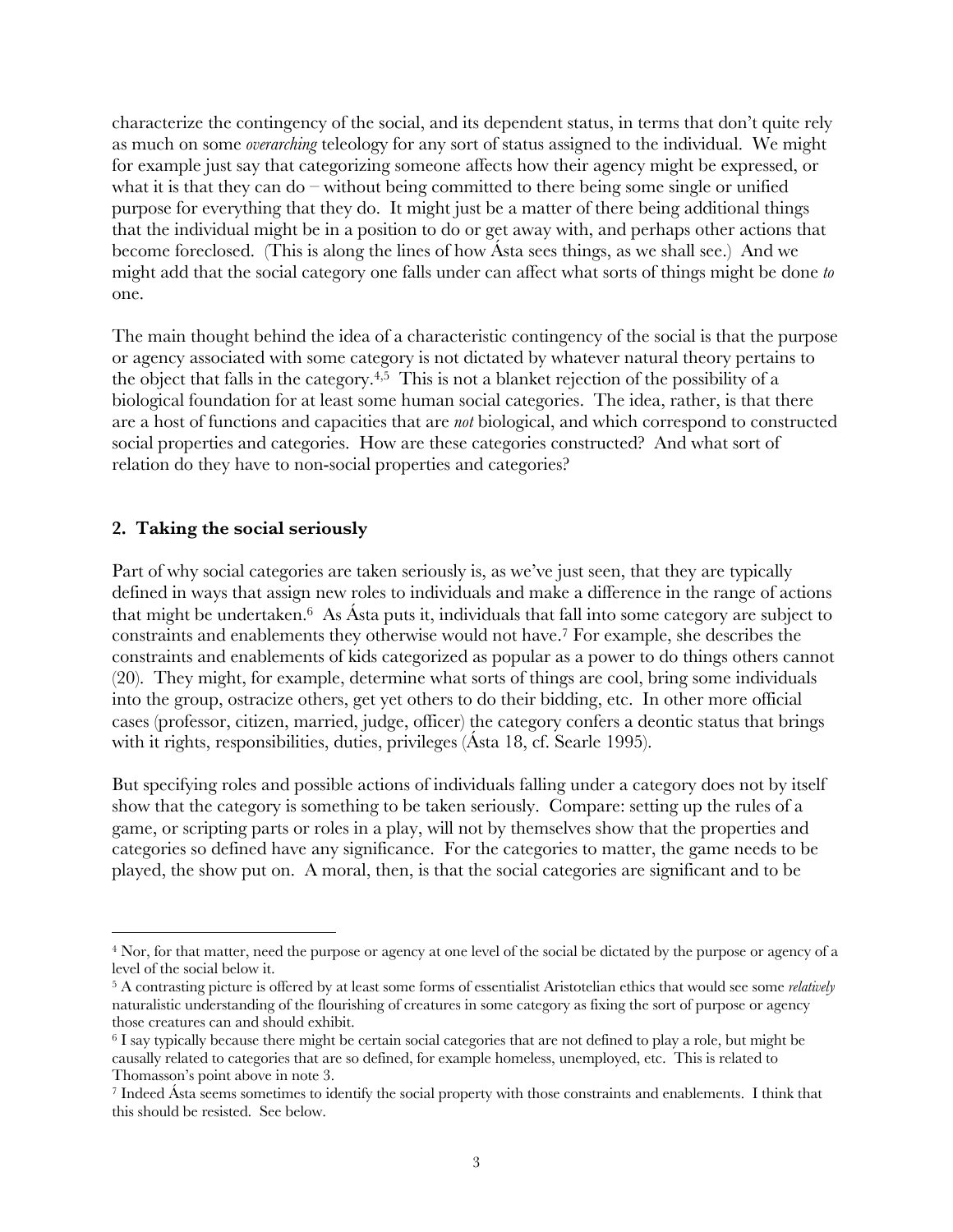characterize the contingency of the social, and its dependent status, in terms that don't quite rely as much on some *overarching* teleology for any sort of status assigned to the individual. We might for example just say that categorizing someone affects how their agency might be expressed, or what it is that they can do – without being committed to there being some single or unified purpose for everything that they do. It might just be a matter of there being additional things that the individual might be in a position to do or get away with, and perhaps other actions that become foreclosed. (This is along the lines of how Ásta sees things, as we shall see.) And we might add that the social category one falls under can affect what sorts of things might be done *to* one.

The main thought behind the idea of a characteristic contingency of the social is that the purpose or agency associated with some category is not dictated by whatever natural theory pertains to the object that falls in the category.[4,5] This is not a blanket rejection of the possibility of a biological foundation for at least some human social categories. The idea, rather, is that there are a host of functions and capacities that are *not* biological, and which correspond to constructed social properties and categories. How are these categories constructed? And what sort of relation do they have to non-social properties and categories?

## 2. Taking the social seriously

Part of why social categories are taken seriously is, as we've just seen, that they are typically defined in ways that assign new roles to individuals and make a difference in the range of actions that might be undertaken.[6] As Ásta puts it, individuals that fall into some category are subject to constraints and enablements they otherwise would not have.[7] For example, she describes the constraints and enablements of kids categorized as popular as a power to do things others cannot (20). They might, for example, determine what sorts of things are cool, bring some individuals into the group, ostracize others, get yet others to do their bidding, etc. In other more official cases (professor, citizen, married, judge, officer) the category confers a deontic status that brings with it rights, responsibilities, duties, privileges (Ásta 18, cf. Searle 1995).

But specifying roles and possible actions of individuals falling under a category does not by itself show that the category is something to be taken seriously. Compare: setting up the rules of a game, or scripting parts or roles in a play, will not by themselves show that the properties and categories so defined have any significance. For the categories to matter, the game needs to be played, the show put on. A moral, then, is that the social categories are significant and to be

---

[4] Nor, for that matter, need the purpose or agency at one level of the social be dictated by the purpose or agency of a level of the social below it.

[5] A contrasting picture is offered by at least some forms of essentialist Aristotelian ethics that would see some *relatively* naturalistic understanding of the flourishing of creatures in some category as fixing the sort of purpose or agency those creatures can and should exhibit.

[6] I say typically because there might be certain social categories that are not defined to play a role, but might be causally related to categories that are so defined, for example homeless, unemployed, etc. This is related to Thomasson's point above in note 3.

[7] Indeed Ásta seems sometimes to identify the social property with those constraints and enablements. I think that this should be resisted. See below.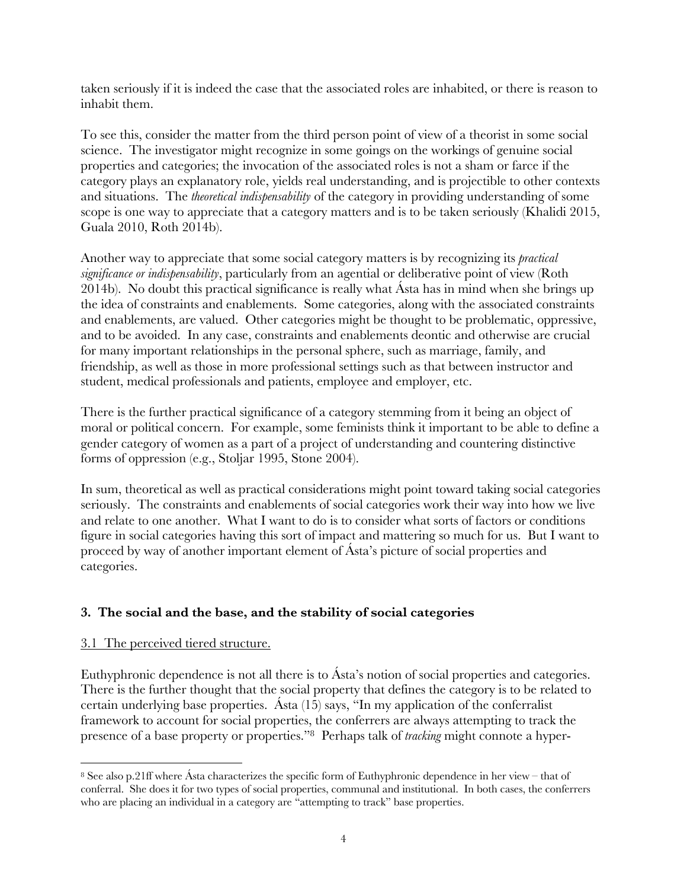taken seriously if it is indeed the case that the associated roles are inhabited, or there is reason to inhabit them.

To see this, consider the matter from the third person point of view of a theorist in some social science. The investigator might recognize in some goings on the workings of genuine social properties and categories; the invocation of the associated roles is not a sham or farce if the category plays an explanatory role, yields real understanding, and is projectible to other contexts and situations. The *theoretical indispensability* of the category in providing understanding of some scope is one way to appreciate that a category matters and is to be taken seriously (Khalidi 2015, Guala 2010, Roth 2014b).

Another way to appreciate that some social category matters is by recognizing its *practical significance or indispensability*, particularly from an agential or deliberative point of view (Roth 2014b). No doubt this practical significance is really what Ásta has in mind when she brings up the idea of constraints and enablements. Some categories, along with the associated constraints and enablements, are valued. Other categories might be thought to be problematic, oppressive, and to be avoided. In any case, constraints and enablements deontic and otherwise are crucial for many important relationships in the personal sphere, such as marriage, family, and friendship, as well as those in more professional settings such as that between instructor and student, medical professionals and patients, employee and employer, etc.

There is the further practical significance of a category stemming from it being an object of moral or political concern. For example, some feminists think it important to be able to define a gender category of women as a part of a project of understanding and countering distinctive forms of oppression (e.g., Stoljar 1995, Stone 2004).

In sum, theoretical as well as practical considerations might point toward taking social categories seriously. The constraints and enablements of social categories work their way into how we live and relate to one another. What I want to do is to consider what sorts of factors or conditions figure in social categories having this sort of impact and mattering so much for us. But I want to proceed by way of another important element of Ásta's picture of social properties and categories.

## 3. The social and the base, and the stability of social categories

### 3.1 The perceived tiered structure.

Euthyphronic dependence is not all there is to Ásta's notion of social properties and categories. There is the further thought that the social property that defines the category is to be related to certain underlying base properties. Ásta (15) says, "In my application of the conferralist framework to account for social properties, the conferrers are always attempting to track the presence of a base property or properties."[8] Perhaps talk of *tracking* might connote a hyper-

[8] See also p.21ff where Ásta characterizes the specific form of Euthyphronic dependence in her view – that of conferral. She does it for two types of social properties, communal and institutional. In both cases, the conferrers who are placing an individual in a category are "attempting to track" base properties.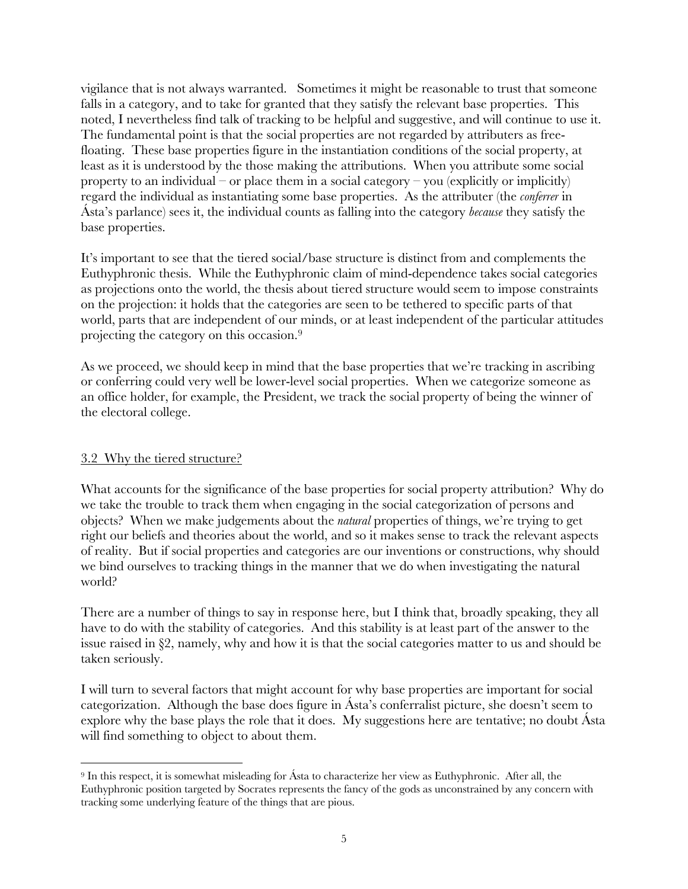vigilance that is not always warranted. Sometimes it might be reasonable to trust that someone falls in a category, and to take for granted that they satisfy the relevant base properties. This noted, I nevertheless find talk of tracking to be helpful and suggestive, and will continue to use it. The fundamental point is that the social properties are not regarded by attributers as free-floating. These base properties figure in the instantiation conditions of the social property, at least as it is understood by the those making the attributions. When you attribute some social property to an individual – or place them in a social category – you (explicitly or implicitly) regard the individual as instantiating some base properties. As the attributer (the *conferrer* in Ásta's parlance) sees it, the individual counts as falling into the category *because* they satisfy the base properties.

It's important to see that the tiered social/base structure is distinct from and complements the Euthyphronic thesis. While the Euthyphronic claim of mind-dependence takes social categories as projections onto the world, the thesis about tiered structure would seem to impose constraints on the projection: it holds that the categories are seen to be tethered to specific parts of that world, parts that are independent of our minds, or at least independent of the particular attitudes projecting the category on this occasion.[9]

As we proceed, we should keep in mind that the base properties that we're tracking in ascribing or conferring could very well be lower-level social properties. When we categorize someone as an office holder, for example, the President, we track the social property of being the winner of the electoral college.

### 3.2 Why the tiered structure?

What accounts for the significance of the base properties for social property attribution? Why do we take the trouble to track them when engaging in the social categorization of persons and objects? When we make judgements about the *natural* properties of things, we're trying to get right our beliefs and theories about the world, and so it makes sense to track the relevant aspects of reality. But if social properties and categories are our inventions or constructions, why should we bind ourselves to tracking things in the manner that we do when investigating the natural world?

There are a number of things to say in response here, but I think that, broadly speaking, they all have to do with the stability of categories. And this stability is at least part of the answer to the issue raised in §2, namely, why and how it is that the social categories matter to us and should be taken seriously.

I will turn to several factors that might account for why base properties are important for social categorization. Although the base does figure in Ásta's conferralist picture, she doesn't seem to explore why the base plays the role that it does. My suggestions here are tentative; no doubt Ásta will find something to object to about them.

---

[9] In this respect, it is somewhat misleading for Ásta to characterize her view as Euthyphronic. After all, the Euthyphronic position targeted by Socrates represents the fancy of the gods as unconstrained by any concern with tracking some underlying feature of the things that are pious.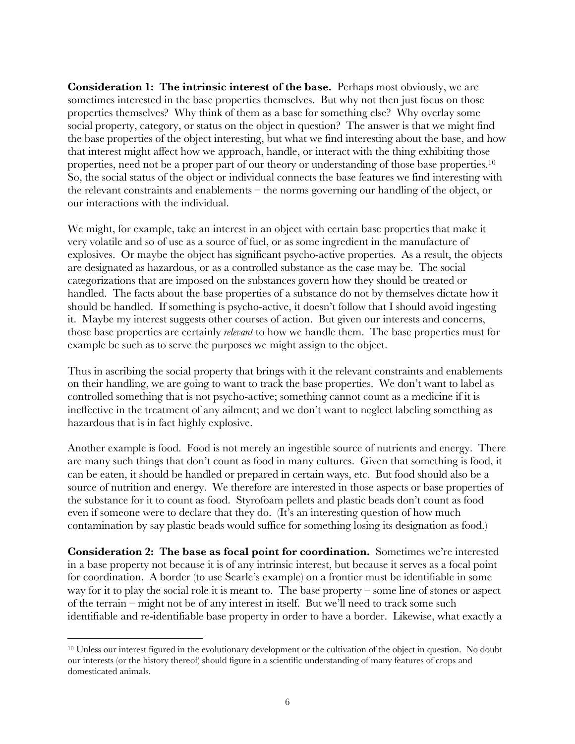**Consideration 1: The intrinsic interest of the base.** Perhaps most obviously, we are sometimes interested in the base properties themselves. But why not then just focus on those properties themselves? Why think of them as a base for something else? Why overlay some social property, category, or status on the object in question? The answer is that we might find the base properties of the object interesting, but what we find interesting about the base, and how that interest might affect how we approach, handle, or interact with the thing exhibiting those properties, need not be a proper part of our theory or understanding of those base properties.[10] So, the social status of the object or individual connects the base features we find interesting with the relevant constraints and enablements – the norms governing our handling of the object, or our interactions with the individual.

We might, for example, take an interest in an object with certain base properties that make it very volatile and so of use as a source of fuel, or as some ingredient in the manufacture of explosives. Or maybe the object has significant psycho-active properties. As a result, the objects are designated as hazardous, or as a controlled substance as the case may be. The social categorizations that are imposed on the substances govern how they should be treated or handled. The facts about the base properties of a substance do not by themselves dictate how it should be handled. If something is psycho-active, it doesn't follow that I should avoid ingesting it. Maybe my interest suggests other courses of action. But given our interests and concerns, those base properties are certainly *relevant* to how we handle them. The base properties must for example be such as to serve the purposes we might assign to the object.

Thus in ascribing the social property that brings with it the relevant constraints and enablements on their handling, we are going to want to track the base properties. We don't want to label as controlled something that is not psycho-active; something cannot count as a medicine if it is ineffective in the treatment of any ailment; and we don't want to neglect labeling something as hazardous that is in fact highly explosive.

Another example is food. Food is not merely an ingestible source of nutrients and energy. There are many such things that don't count as food in many cultures. Given that something is food, it can be eaten, it should be handled or prepared in certain ways, etc. But food should also be a source of nutrition and energy. We therefore are interested in those aspects or base properties of the substance for it to count as food. Styrofoam pellets and plastic beads don't count as food even if someone were to declare that they do. (It's an interesting question of how much contamination by say plastic beads would suffice for something losing its designation as food.)

**Consideration 2: The base as focal point for coordination.** Sometimes we're interested in a base property not because it is of any intrinsic interest, but because it serves as a focal point for coordination. A border (to use Searle's example) on a frontier must be identifiable in some way for it to play the social role it is meant to. The base property – some line of stones or aspect of the terrain – might not be of any interest in itself. But we'll need to track some such identifiable and re-identifiable base property in order to have a border. Likewise, what exactly a

[10] Unless our interest figured in the evolutionary development or the cultivation of the object in question. No doubt our interests (or the history thereof) should figure in a scientific understanding of many features of crops and domesticated animals.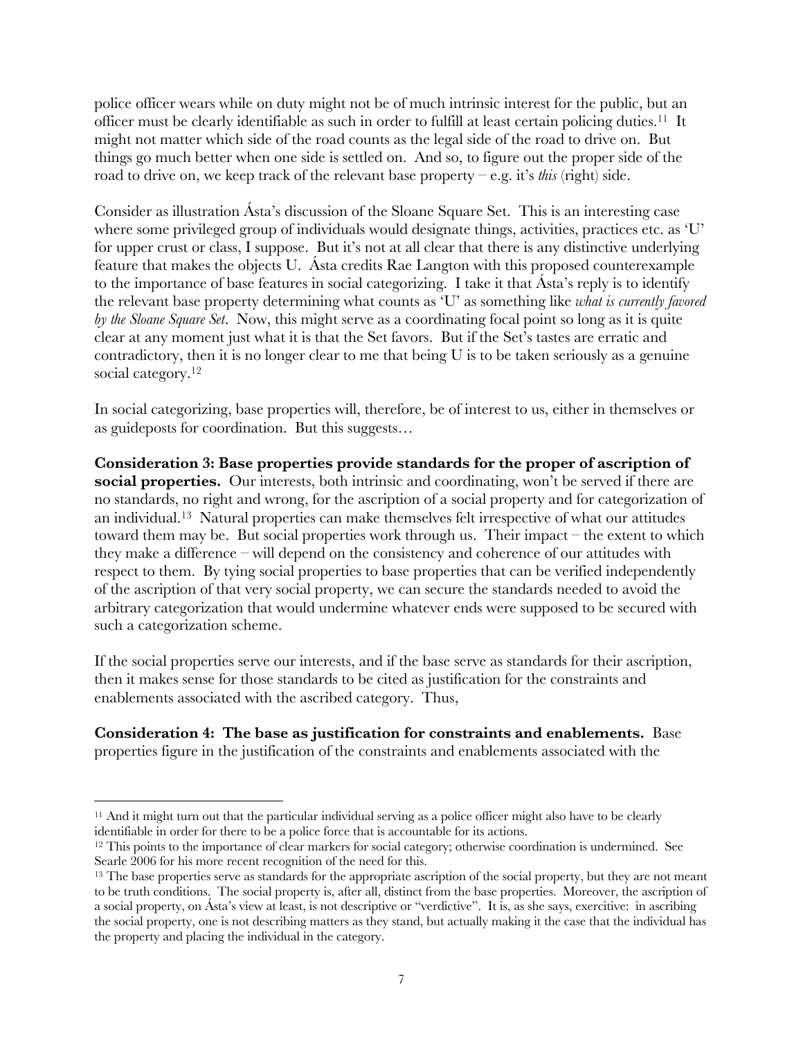police officer wears while on duty might not be of much intrinsic interest for the public, but an officer must be clearly identifiable as such in order to fulfill at least certain policing duties.[11] It might not matter which side of the road counts as the legal side of the road to drive on. But things go much better when one side is settled on. And so, to figure out the proper side of the road to drive on, we keep track of the relevant base property – e.g. it's *this* (right) side.

Consider as illustration Ásta's discussion of the Sloane Square Set. This is an interesting case where some privileged group of individuals would designate things, activities, practices etc. as 'U' for upper crust or class, I suppose. But it's not at all clear that there is any distinctive underlying feature that makes the objects U. Ásta credits Rae Langton with this proposed counterexample to the importance of base features in social categorizing. I take it that Ásta's reply is to identify the relevant base property determining what counts as 'U' as something like *what is currently favored by the Sloane Square Set*. Now, this might serve as a coordinating focal point so long as it is quite clear at any moment just what it is that the Set favors. But if the Set's tastes are erratic and contradictory, then it is no longer clear to me that being U is to be taken seriously as a genuine social category.[12]

In social categorizing, base properties will, therefore, be of interest to us, either in themselves or as guideposts for coordination. But this suggests…

**Consideration 3: Base properties provide standards for the proper of ascription of social properties.** Our interests, both intrinsic and coordinating, won't be served if there are no standards, no right and wrong, for the ascription of a social property and for categorization of an individual.[13] Natural properties can make themselves felt irrespective of what our attitudes toward them may be. But social properties work through us. Their impact – the extent to which they make a difference – will depend on the consistency and coherence of our attitudes with respect to them. By tying social properties to base properties that can be verified independently of the ascription of that very social property, we can secure the standards needed to avoid the arbitrary categorization that would undermine whatever ends were supposed to be secured with such a categorization scheme.

If the social properties serve our interests, and if the base serve as standards for their ascription, then it makes sense for those standards to be cited as justification for the constraints and enablements associated with the ascribed category. Thus,

**Consideration 4: The base as justification for constraints and enablements.** Base properties figure in the justification of the constraints and enablements associated with the

---

[11] And it might turn out that the particular individual serving as a police officer might also have to be clearly identifiable in order for there to be a police force that is accountable for its actions.

[12] This points to the importance of clear markers for social category; otherwise coordination is undermined. See Searle 2006 for his more recent recognition of the need for this.

[13] The base properties serve as standards for the appropriate ascription of the social property, but they are not meant to be truth conditions. The social property is, after all, distinct from the base properties. Moreover, the ascription of a social property, on Ásta's view at least, is not descriptive or "verdictive". It is, as she says, exercitive: in ascribing the social property, one is not describing matters as they stand, but actually making it the case that the individual has the property and placing the individual in the category.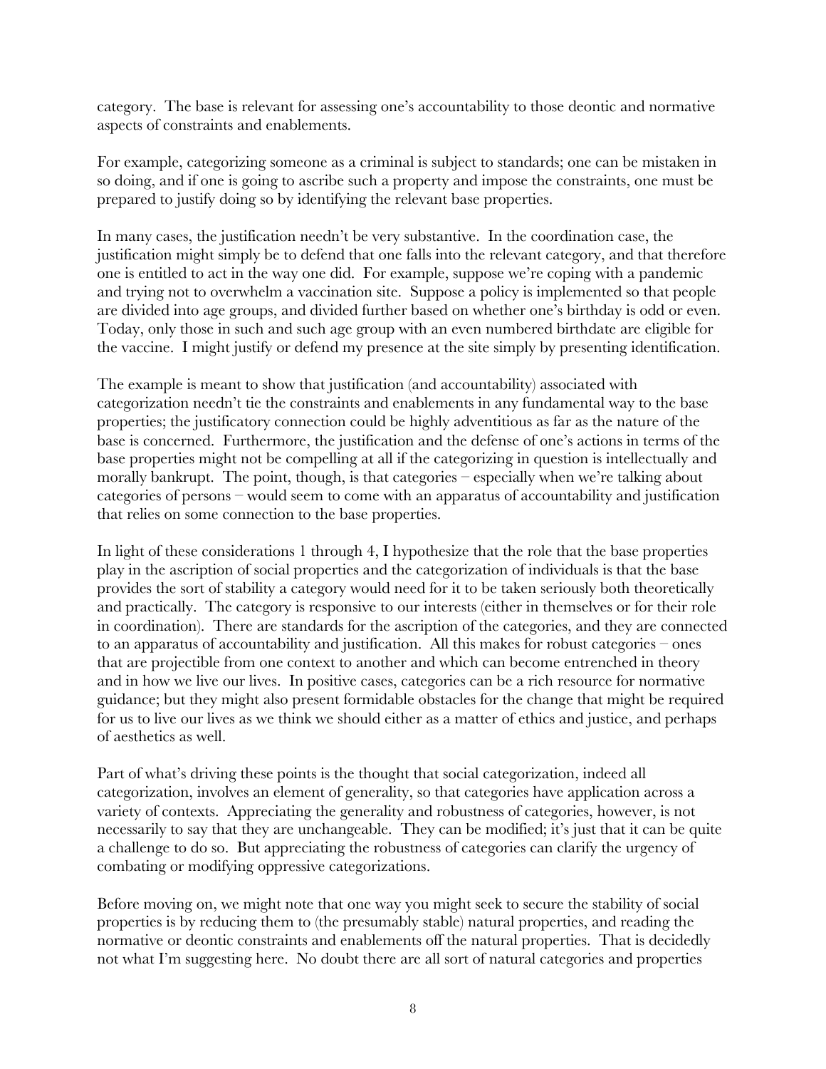category. The base is relevant for assessing one's accountability to those deontic and normative aspects of constraints and enablements.

For example, categorizing someone as a criminal is subject to standards; one can be mistaken in so doing, and if one is going to ascribe such a property and impose the constraints, one must be prepared to justify doing so by identifying the relevant base properties.

In many cases, the justification needn't be very substantive. In the coordination case, the justification might simply be to defend that one falls into the relevant category, and that therefore one is entitled to act in the way one did. For example, suppose we're coping with a pandemic and trying not to overwhelm a vaccination site. Suppose a policy is implemented so that people are divided into age groups, and divided further based on whether one's birthday is odd or even. Today, only those in such and such age group with an even numbered birthdate are eligible for the vaccine. I might justify or defend my presence at the site simply by presenting identification.

The example is meant to show that justification (and accountability) associated with categorization needn't tie the constraints and enablements in any fundamental way to the base properties; the justificatory connection could be highly adventitious as far as the nature of the base is concerned. Furthermore, the justification and the defense of one's actions in terms of the base properties might not be compelling at all if the categorizing in question is intellectually and morally bankrupt. The point, though, is that categories – especially when we're talking about categories of persons – would seem to come with an apparatus of accountability and justification that relies on some connection to the base properties.

In light of these considerations 1 through 4, I hypothesize that the role that the base properties play in the ascription of social properties and the categorization of individuals is that the base provides the sort of stability a category would need for it to be taken seriously both theoretically and practically. The category is responsive to our interests (either in themselves or for their role in coordination). There are standards for the ascription of the categories, and they are connected to an apparatus of accountability and justification. All this makes for robust categories – ones that are projectible from one context to another and which can become entrenched in theory and in how we live our lives. In positive cases, categories can be a rich resource for normative guidance; but they might also present formidable obstacles for the change that might be required for us to live our lives as we think we should either as a matter of ethics and justice, and perhaps of aesthetics as well.

Part of what's driving these points is the thought that social categorization, indeed all categorization, involves an element of generality, so that categories have application across a variety of contexts. Appreciating the generality and robustness of categories, however, is not necessarily to say that they are unchangeable. They can be modified; it's just that it can be quite a challenge to do so. But appreciating the robustness of categories can clarify the urgency of combating or modifying oppressive categorizations.

Before moving on, we might note that one way you might seek to secure the stability of social properties is by reducing them to (the presumably stable) natural properties, and reading the normative or deontic constraints and enablements off the natural properties. That is decidedly not what I'm suggesting here. No doubt there are all sort of natural categories and properties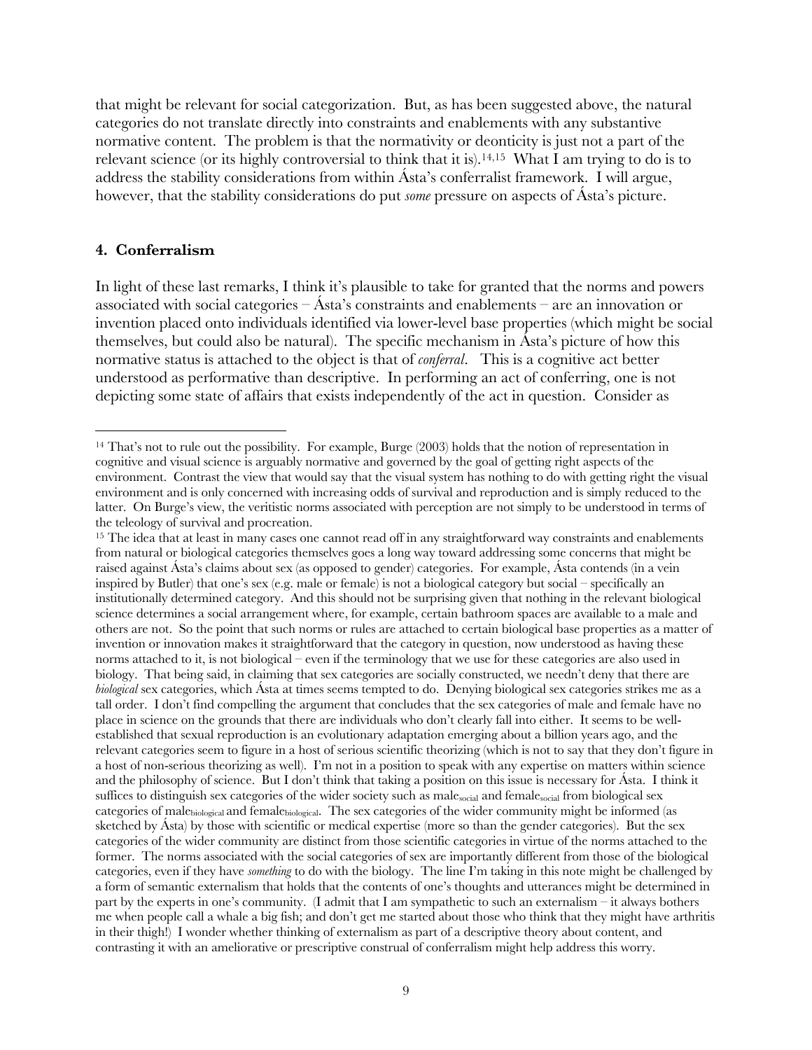that might be relevant for social categorization. But, as has been suggested above, the natural categories do not translate directly into constraints and enablements with any substantive normative content. The problem is that the normativity or deonticity is just not a part of the relevant science (or its highly controversial to think that it is).[14,15] What I am trying to do is to address the stability considerations from within Ásta's conferralist framework. I will argue, however, that the stability considerations do put *some* pressure on aspects of Ásta's picture.

## 4. Conferralism

In light of these last remarks, I think it's plausible to take for granted that the norms and powers associated with social categories – Ásta's constraints and enablements – are an innovation or invention placed onto individuals identified via lower-level base properties (which might be social themselves, but could also be natural). The specific mechanism in Ásta's picture of how this normative status is attached to the object is that of *conferral*. This is a cognitive act better understood as performative than descriptive. In performing an act of conferring, one is not depicting some state of affairs that exists independently of the act in question. Consider as

---

[14] That's not to rule out the possibility. For example, Burge (2003) holds that the notion of representation in cognitive and visual science is arguably normative and governed by the goal of getting right aspects of the environment. Contrast the view that would say that the visual system has nothing to do with getting right the visual environment and is only concerned with increasing odds of survival and reproduction and is simply reduced to the latter. On Burge's view, the veritistic norms associated with perception are not simply to be understood in terms of the teleology of survival and procreation.

[15] The idea that at least in many cases one cannot read off in any straightforward way constraints and enablements from natural or biological categories themselves goes a long way toward addressing some concerns that might be raised against Ásta's claims about sex (as opposed to gender) categories. For example, Ásta contends (in a vein inspired by Butler) that one's sex (e.g. male or female) is not a biological category but social – specifically an institutionally determined category. And this should not be surprising given that nothing in the relevant biological science determines a social arrangement where, for example, certain bathroom spaces are available to a male and others are not. So the point that such norms or rules are attached to certain biological base properties as a matter of invention or innovation makes it straightforward that the category in question, now understood as having these norms attached to it, is not biological – even if the terminology that we use for these categories are also used in biology. That being said, in claiming that sex categories are socially constructed, we needn't deny that there are *biological* sex categories, which Ásta at times seems tempted to do. Denying biological sex categories strikes me as a tall order. I don't find compelling the argument that concludes that the sex categories of male and female have no place in science on the grounds that there are individuals who don't clearly fall into either. It seems to be well-established that sexual reproduction is an evolutionary adaptation emerging about a billion years ago, and the relevant categories seem to figure in a host of serious scientific theorizing (which is not to say that they don't figure in a host of non-serious theorizing as well). I'm not in a position to speak with any expertise on matters within science and the philosophy of science. But I don't think that taking a position on this issue is necessary for Ásta. I think it suffices to distinguish sex categories of the wider society such as $\text{male}_{\text{social}}$ and $\text{female}_{\text{social}}$ from biological sex categories of $\text{male}_{\text{biological}}$ and $\text{female}_{\text{biological}}$. The sex categories of the wider community might be informed (as sketched by Ásta) by those with scientific or medical expertise (more so than the gender categories). But the sex categories of the wider community are distinct from those scientific categories in virtue of the norms attached to the former. The norms associated with the social categories of sex are importantly different from those of the biological categories, even if they have *something* to do with the biology. The line I'm taking in this note might be challenged by a form of semantic externalism that holds that the contents of one's thoughts and utterances might be determined in part by the experts in one's community. (I admit that I am sympathetic to such an externalism – it always bothers me when people call a whale a big fish; and don't get me started about those who think that they might have arthritis in their thigh!) I wonder whether thinking of externalism as part of a descriptive theory about content, and contrasting it with an ameliorative or prescriptive construal of conferralism might help address this worry.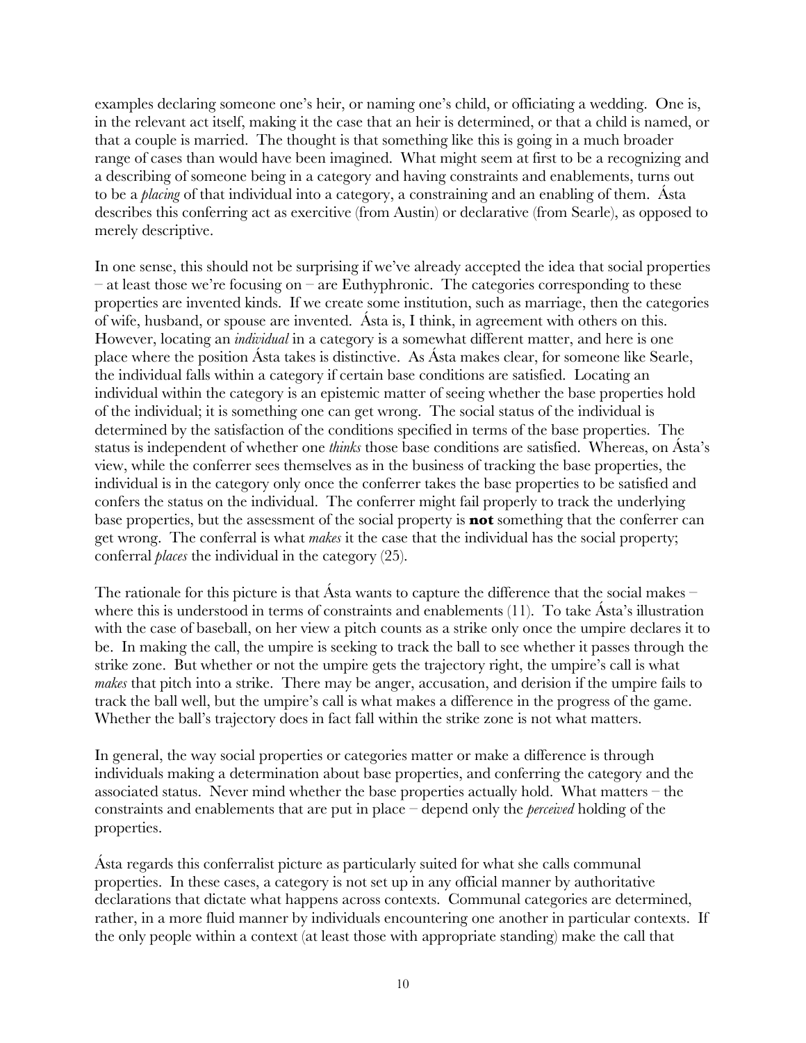examples declaring someone one's heir, or naming one's child, or officiating a wedding. One is, in the relevant act itself, making it the case that an heir is determined, or that a child is named, or that a couple is married. The thought is that something like this is going in a much broader range of cases than would have been imagined. What might seem at first to be a recognizing and a describing of someone being in a category and having constraints and enablements, turns out to be a *placing* of that individual into a category, a constraining and an enabling of them. Ásta describes this conferring act as exercitive (from Austin) or declarative (from Searle), as opposed to merely descriptive.

In one sense, this should not be surprising if we've already accepted the idea that social properties – at least those we're focusing on – are Euthyphronic. The categories corresponding to these properties are invented kinds. If we create some institution, such as marriage, then the categories of wife, husband, or spouse are invented. Ásta is, I think, in agreement with others on this. However, locating an *individual* in a category is a somewhat different matter, and here is one place where the position Ásta takes is distinctive. As Ásta makes clear, for someone like Searle, the individual falls within a category if certain base conditions are satisfied. Locating an individual within the category is an epistemic matter of seeing whether the base properties hold of the individual; it is something one can get wrong. The social status of the individual is determined by the satisfaction of the conditions specified in terms of the base properties. The status is independent of whether one *thinks* those base conditions are satisfied. Whereas, on Ásta's view, while the conferrer sees themselves as in the business of tracking the base properties, the individual is in the category only once the conferrer takes the base properties to be satisfied and confers the status on the individual. The conferrer might fail properly to track the underlying base properties, but the assessment of the social property is **not** something that the conferrer can get wrong. The conferral is what *makes* it the case that the individual has the social property; conferral *places* the individual in the category (25).

The rationale for this picture is that Ásta wants to capture the difference that the social makes – where this is understood in terms of constraints and enablements (11). To take Ásta's illustration with the case of baseball, on her view a pitch counts as a strike only once the umpire declares it to be. In making the call, the umpire is seeking to track the ball to see whether it passes through the strike zone. But whether or not the umpire gets the trajectory right, the umpire's call is what *makes* that pitch into a strike. There may be anger, accusation, and derision if the umpire fails to track the ball well, but the umpire's call is what makes a difference in the progress of the game. Whether the ball's trajectory does in fact fall within the strike zone is not what matters.

In general, the way social properties or categories matter or make a difference is through individuals making a determination about base properties, and conferring the category and the associated status. Never mind whether the base properties actually hold. What matters – the constraints and enablements that are put in place – depend only the *perceived* holding of the properties.

Ásta regards this conferralist picture as particularly suited for what she calls communal properties. In these cases, a category is not set up in any official manner by authoritative declarations that dictate what happens across contexts. Communal categories are determined, rather, in a more fluid manner by individuals encountering one another in particular contexts. If the only people within a context (at least those with appropriate standing) make the call that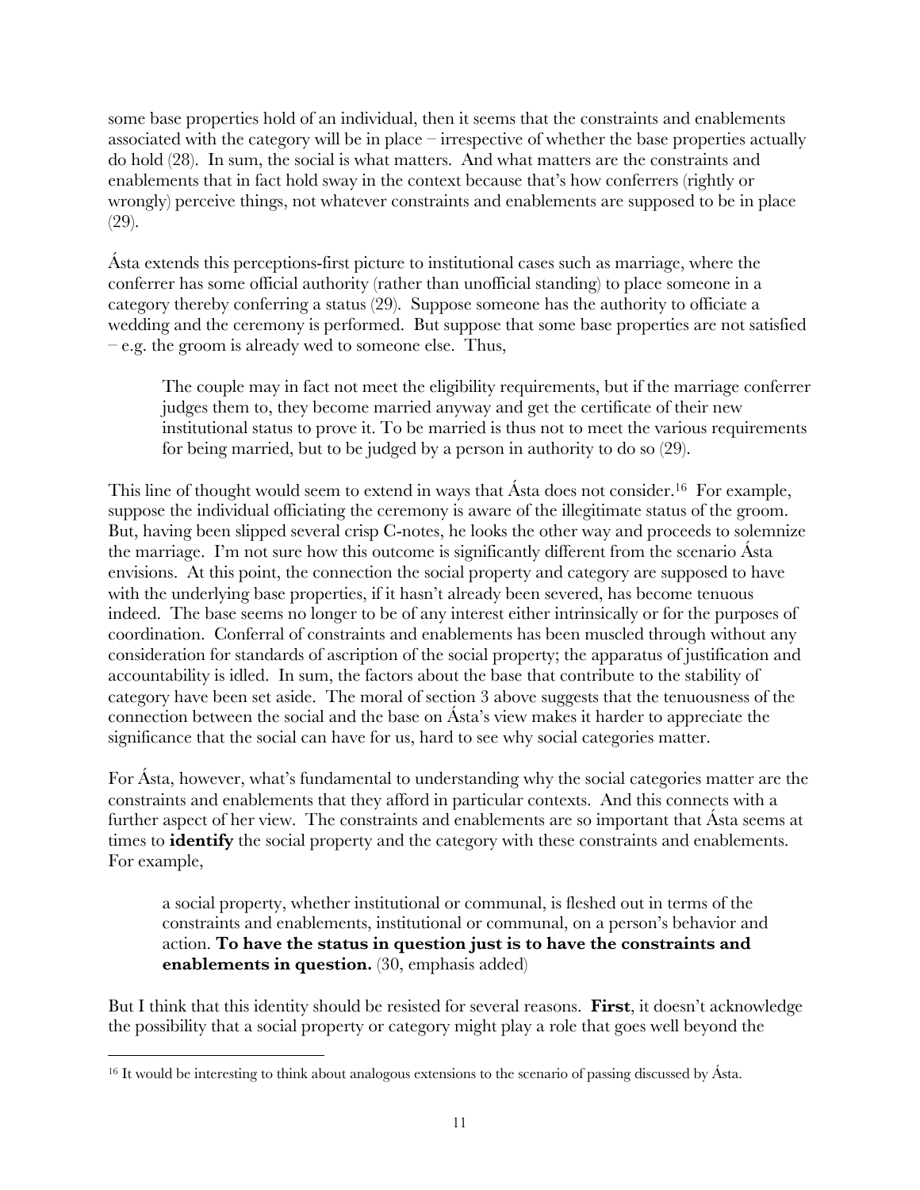some base properties hold of an individual, then it seems that the constraints and enablements associated with the category will be in place – irrespective of whether the base properties actually do hold (28). In sum, the social is what matters. And what matters are the constraints and enablements that in fact hold sway in the context because that's how conferrers (rightly or wrongly) perceive things, not whatever constraints and enablements are supposed to be in place (29).

Ásta extends this perceptions-first picture to institutional cases such as marriage, where the conferrer has some official authority (rather than unofficial standing) to place someone in a category thereby conferring a status (29). Suppose someone has the authority to officiate a wedding and the ceremony is performed. But suppose that some base properties are not satisfied – e.g. the groom is already wed to someone else. Thus,

> The couple may in fact not meet the eligibility requirements, but if the marriage conferrer judges them to, they become married anyway and get the certificate of their new institutional status to prove it. To be married is thus not to meet the various requirements for being married, but to be judged by a person in authority to do so (29).

This line of thought would seem to extend in ways that Ásta does not consider.[16] For example, suppose the individual officiating the ceremony is aware of the illegitimate status of the groom. But, having been slipped several crisp C-notes, he looks the other way and proceeds to solemnize the marriage. I'm not sure how this outcome is significantly different from the scenario Ásta envisions. At this point, the connection the social property and category are supposed to have with the underlying base properties, if it hasn't already been severed, has become tenuous indeed. The base seems no longer to be of any interest either intrinsically or for the purposes of coordination. Conferral of constraints and enablements has been muscled through without any consideration for standards of ascription of the social property; the apparatus of justification and accountability is idled. In sum, the factors about the base that contribute to the stability of category have been set aside. The moral of section 3 above suggests that the tenuousness of the connection between the social and the base on Ásta's view makes it harder to appreciate the significance that the social can have for us, hard to see why social categories matter.

For Ásta, however, what's fundamental to understanding why the social categories matter are the constraints and enablements that they afford in particular contexts. And this connects with a further aspect of her view. The constraints and enablements are so important that Ásta seems at times to **identify** the social property and the category with these constraints and enablements. For example,

> a social property, whether institutional or communal, is fleshed out in terms of the constraints and enablements, institutional or communal, on a person's behavior and action. **To have the status in question just is to have the constraints and enablements in question.** (30, emphasis added)

But I think that this identity should be resisted for several reasons. **First**, it doesn't acknowledge the possibility that a social property or category might play a role that goes well beyond the

[16] It would be interesting to think about analogous extensions to the scenario of passing discussed by Ásta.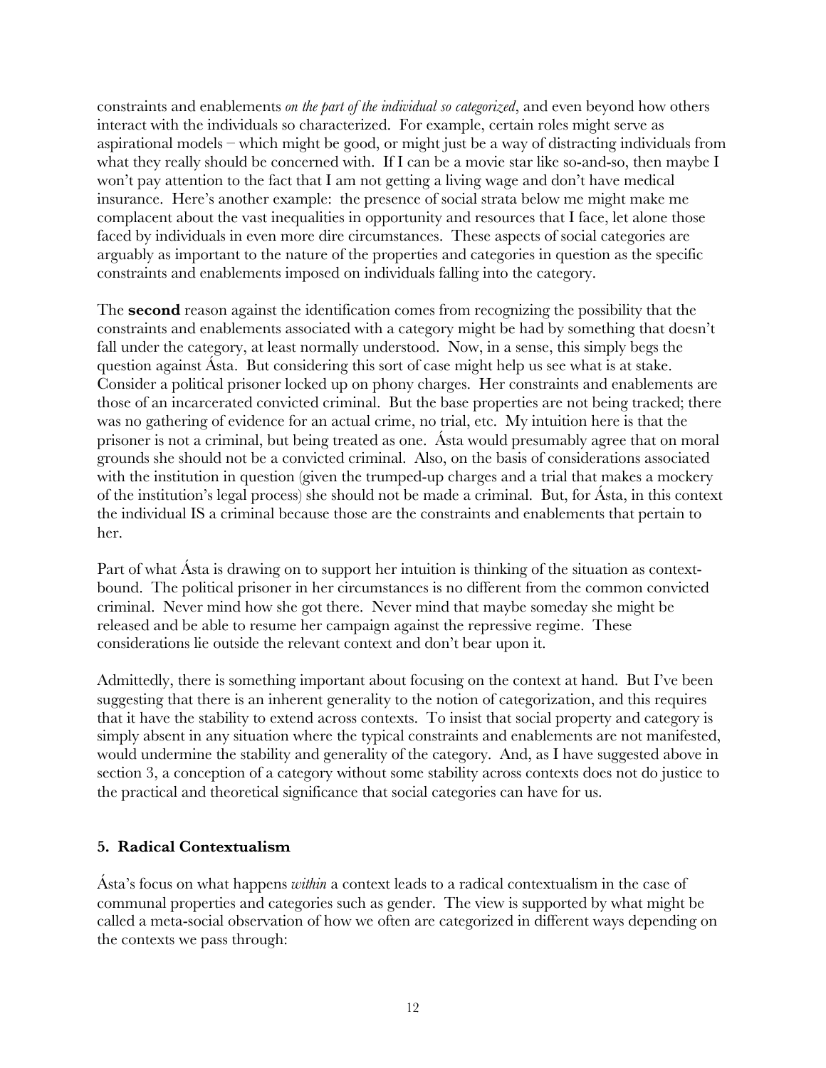constraints and enablements *on the part of the individual so categorized*, and even beyond how others interact with the individuals so characterized. For example, certain roles might serve as aspirational models – which might be good, or might just be a way of distracting individuals from what they really should be concerned with. If I can be a movie star like so-and-so, then maybe I won't pay attention to the fact that I am not getting a living wage and don't have medical insurance. Here's another example: the presence of social strata below me might make me complacent about the vast inequalities in opportunity and resources that I face, let alone those faced by individuals in even more dire circumstances. These aspects of social categories are arguably as important to the nature of the properties and categories in question as the specific constraints and enablements imposed on individuals falling into the category.

The **second** reason against the identification comes from recognizing the possibility that the constraints and enablements associated with a category might be had by something that doesn't fall under the category, at least normally understood. Now, in a sense, this simply begs the question against Ásta. But considering this sort of case might help us see what is at stake. Consider a political prisoner locked up on phony charges. Her constraints and enablements are those of an incarcerated convicted criminal. But the base properties are not being tracked; there was no gathering of evidence for an actual crime, no trial, etc. My intuition here is that the prisoner is not a criminal, but being treated as one. Ásta would presumably agree that on moral grounds she should not be a convicted criminal. Also, on the basis of considerations associated with the institution in question (given the trumped-up charges and a trial that makes a mockery of the institution's legal process) she should not be made a criminal. But, for Ásta, in this context the individual IS a criminal because those are the constraints and enablements that pertain to her.

Part of what Ásta is drawing on to support her intuition is thinking of the situation as context-bound. The political prisoner in her circumstances is no different from the common convicted criminal. Never mind how she got there. Never mind that maybe someday she might be released and be able to resume her campaign against the repressive regime. These considerations lie outside the relevant context and don't bear upon it.

Admittedly, there is something important about focusing on the context at hand. But I've been suggesting that there is an inherent generality to the notion of categorization, and this requires that it have the stability to extend across contexts. To insist that social property and category is simply absent in any situation where the typical constraints and enablements are not manifested, would undermine the stability and generality of the category. And, as I have suggested above in section 3, a conception of a category without some stability across contexts does not do justice to the practical and theoretical significance that social categories can have for us.

## 5. Radical Contextualism

Ásta's focus on what happens *within* a context leads to a radical contextualism in the case of communal properties and categories such as gender. The view is supported by what might be called a meta-social observation of how we often are categorized in different ways depending on the contexts we pass through: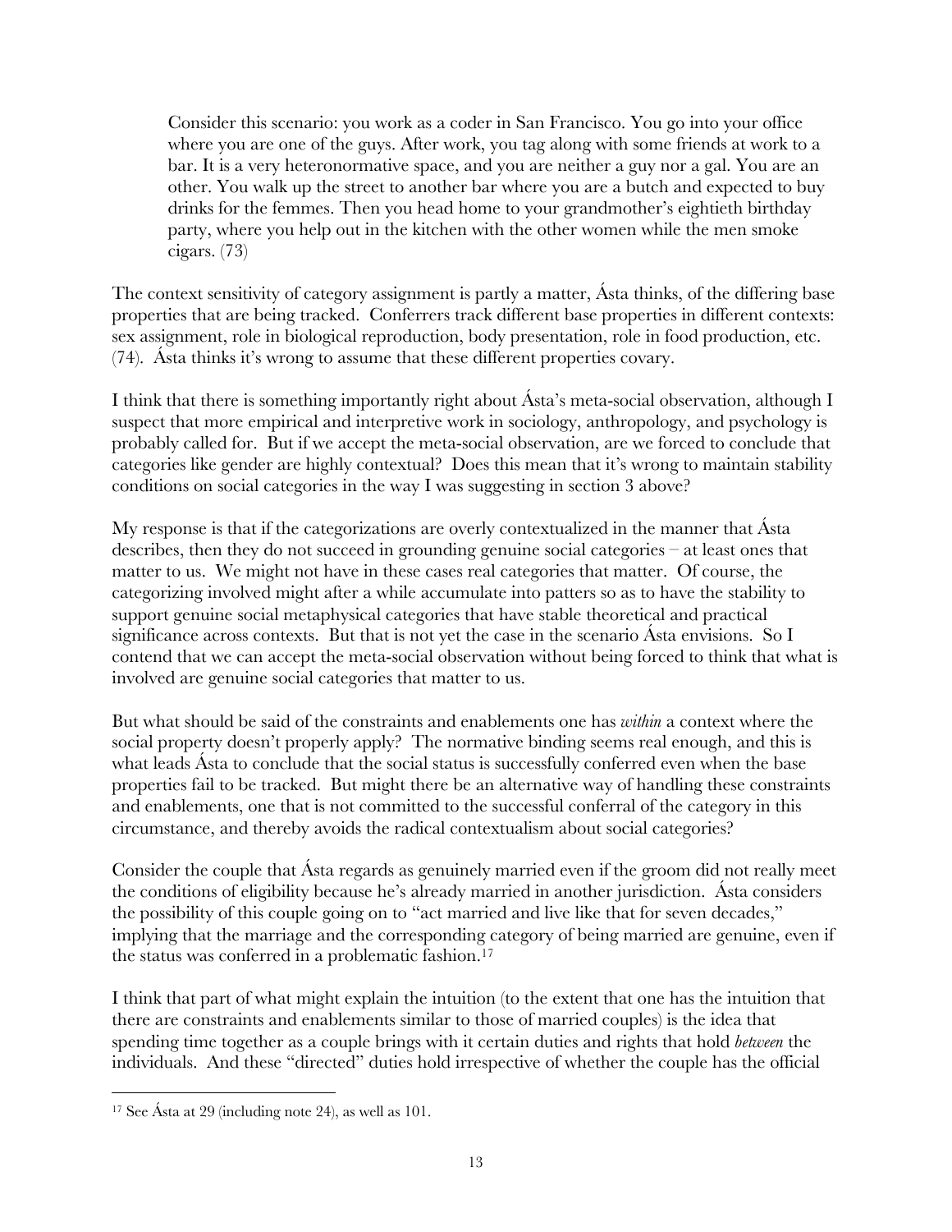> Consider this scenario: you work as a coder in San Francisco. You go into your office where you are one of the guys. After work, you tag along with some friends at work to a bar. It is a very heteronormative space, and you are neither a guy nor a gal. You are an other. You walk up the street to another bar where you are a butch and expected to buy drinks for the femmes. Then you head home to your grandmother's eightieth birthday party, where you help out in the kitchen with the other women while the men smoke cigars. (73)

The context sensitivity of category assignment is partly a matter, Ásta thinks, of the differing base properties that are being tracked. Conferrers track different base properties in different contexts: sex assignment, role in biological reproduction, body presentation, role in food production, etc. (74). Ásta thinks it's wrong to assume that these different properties covary.

I think that there is something importantly right about Ásta's meta-social observation, although I suspect that more empirical and interpretive work in sociology, anthropology, and psychology is probably called for. But if we accept the meta-social observation, are we forced to conclude that categories like gender are highly contextual? Does this mean that it's wrong to maintain stability conditions on social categories in the way I was suggesting in section 3 above?

My response is that if the categorizations are overly contextualized in the manner that Ásta describes, then they do not succeed in grounding genuine social categories – at least ones that matter to us. We might not have in these cases real categories that matter. Of course, the categorizing involved might after a while accumulate into patters so as to have the stability to support genuine social metaphysical categories that have stable theoretical and practical significance across contexts. But that is not yet the case in the scenario Ásta envisions. So I contend that we can accept the meta-social observation without being forced to think that what is involved are genuine social categories that matter to us.

But what should be said of the constraints and enablements one has *within* a context where the social property doesn't properly apply? The normative binding seems real enough, and this is what leads Ásta to conclude that the social status is successfully conferred even when the base properties fail to be tracked. But might there be an alternative way of handling these constraints and enablements, one that is not committed to the successful conferral of the category in this circumstance, and thereby avoids the radical contextualism about social categories?

Consider the couple that Ásta regards as genuinely married even if the groom did not really meet the conditions of eligibility because he's already married in another jurisdiction. Ásta considers the possibility of this couple going on to "act married and live like that for seven decades," implying that the marriage and the corresponding category of being married are genuine, even if the status was conferred in a problematic fashion.[17]

I think that part of what might explain the intuition (to the extent that one has the intuition that there are constraints and enablements similar to those of married couples) is the idea that spending time together as a couple brings with it certain duties and rights that hold *between* the individuals. And these "directed" duties hold irrespective of whether the couple has the official

---

[17] See Ásta at 29 (including note 24), as well as 101.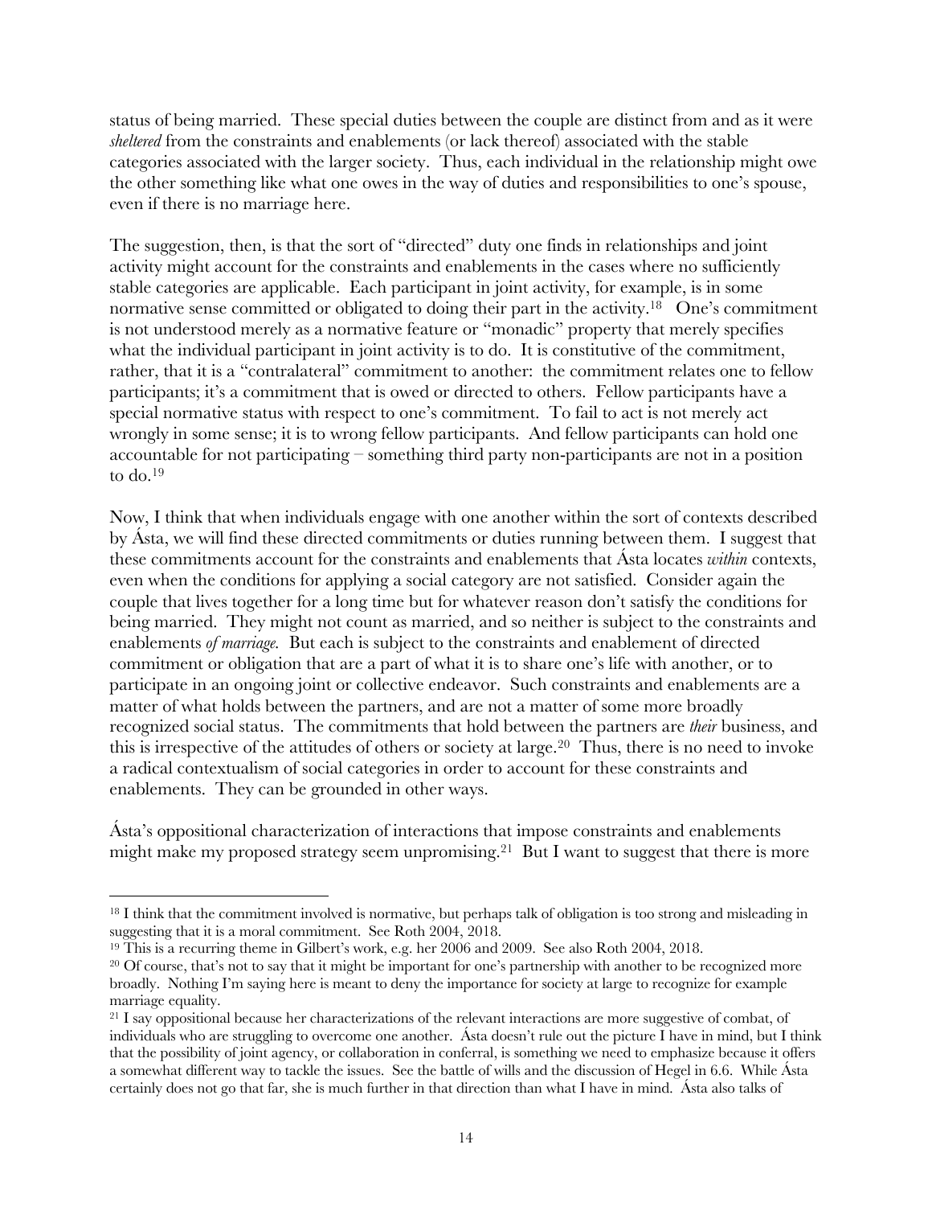status of being married. These special duties between the couple are distinct from and as it were *sheltered* from the constraints and enablements (or lack thereof) associated with the stable categories associated with the larger society. Thus, each individual in the relationship might owe the other something like what one owes in the way of duties and responsibilities to one's spouse, even if there is no marriage here.

The suggestion, then, is that the sort of "directed" duty one finds in relationships and joint activity might account for the constraints and enablements in the cases where no sufficiently stable categories are applicable. Each participant in joint activity, for example, is in some normative sense committed or obligated to doing their part in the activity.[18] One's commitment is not understood merely as a normative feature or "monadic" property that merely specifies what the individual participant in joint activity is to do. It is constitutive of the commitment, rather, that it is a "contralateral" commitment to another: the commitment relates one to fellow participants; it's a commitment that is owed or directed to others. Fellow participants have a special normative status with respect to one's commitment. To fail to act is not merely act wrongly in some sense; it is to wrong fellow participants. And fellow participants can hold one accountable for not participating – something third party non-participants are not in a position to do.[19]

Now, I think that when individuals engage with one another within the sort of contexts described by Ásta, we will find these directed commitments or duties running between them. I suggest that these commitments account for the constraints and enablements that Ásta locates *within* contexts, even when the conditions for applying a social category are not satisfied. Consider again the couple that lives together for a long time but for whatever reason don't satisfy the conditions for being married. They might not count as married, and so neither is subject to the constraints and enablements *of marriage*. But each is subject to the constraints and enablement of directed commitment or obligation that are a part of what it is to share one's life with another, or to participate in an ongoing joint or collective endeavor. Such constraints and enablements are a matter of what holds between the partners, and are not a matter of some more broadly recognized social status. The commitments that hold between the partners are *their* business, and this is irrespective of the attitudes of others or society at large.[20] Thus, there is no need to invoke a radical contextualism of social categories in order to account for these constraints and enablements. They can be grounded in other ways.

Ásta's oppositional characterization of interactions that impose constraints and enablements might make my proposed strategy seem unpromising.[21] But I want to suggest that there is more

---

[18] I think that the commitment involved is normative, but perhaps talk of obligation is too strong and misleading in suggesting that it is a moral commitment. See Roth 2004, 2018.

[19] This is a recurring theme in Gilbert's work, e.g. her 2006 and 2009. See also Roth 2004, 2018.

[20] Of course, that's not to say that it might be important for one's partnership with another to be recognized more broadly. Nothing I'm saying here is meant to deny the importance for society at large to recognize for example marriage equality.

[21] I say oppositional because her characterizations of the relevant interactions are more suggestive of combat, of individuals who are struggling to overcome one another. Ásta doesn't rule out the picture I have in mind, but I think that the possibility of joint agency, or collaboration in conferral, is something we need to emphasize because it offers a somewhat different way to tackle the issues. See the battle of wills and the discussion of Hegel in 6.6. While Ásta certainly does not go that far, she is much further in that direction than what I have in mind. Ásta also talks of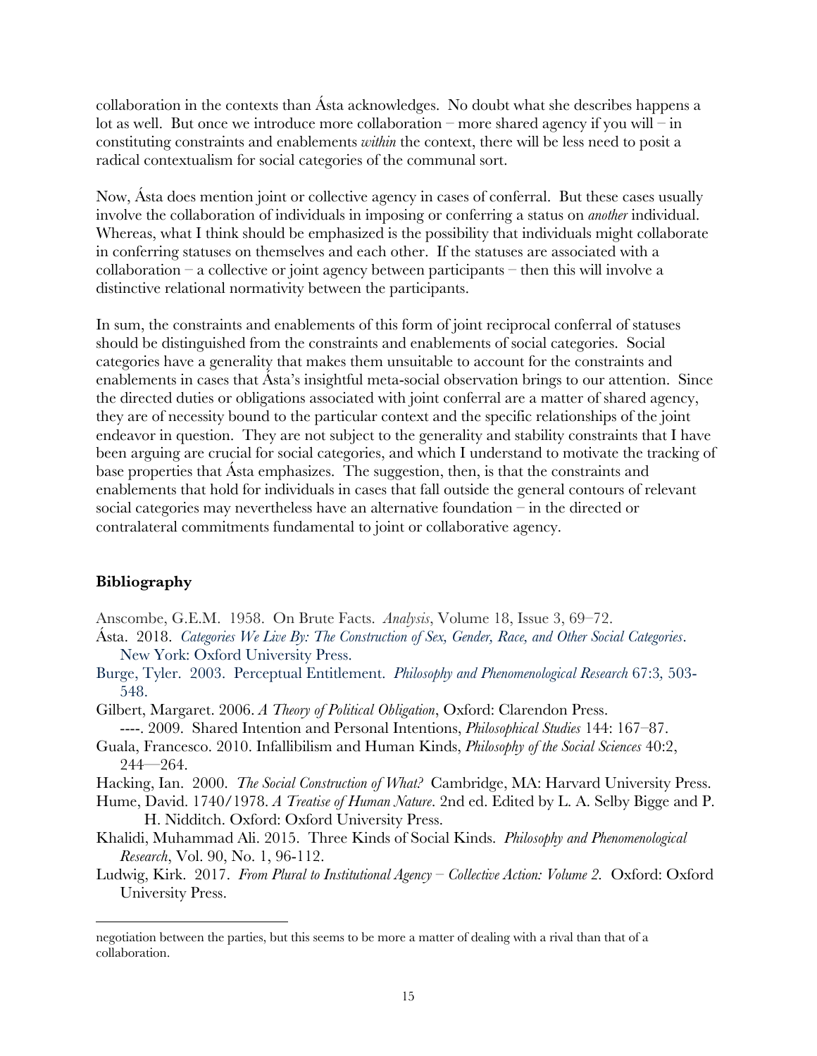collaboration in the contexts than Ásta acknowledges. No doubt what she describes happens a lot as well. But once we introduce more collaboration – more shared agency if you will – in constituting constraints and enablements *within* the context, there will be less need to posit a radical contextualism for social categories of the communal sort.

Now, Ásta does mention joint or collective agency in cases of conferral. But these cases usually involve the collaboration of individuals in imposing or conferring a status on *another* individual. Whereas, what I think should be emphasized is the possibility that individuals might collaborate in conferring statuses on themselves and each other. If the statuses are associated with a collaboration – a collective or joint agency between participants – then this will involve a distinctive relational normativity between the participants.

In sum, the constraints and enablements of this form of joint reciprocal conferral of statuses should be distinguished from the constraints and enablements of social categories. Social categories have a generality that makes them unsuitable to account for the constraints and enablements in cases that Ásta's insightful meta-social observation brings to our attention. Since the directed duties or obligations associated with joint conferral are a matter of shared agency, they are of necessity bound to the particular context and the specific relationships of the joint endeavor in question. They are not subject to the generality and stability constraints that I have been arguing are crucial for social categories, and which I understand to motivate the tracking of base properties that Ásta emphasizes. The suggestion, then, is that the constraints and enablements that hold for individuals in cases that fall outside the general contours of relevant social categories may nevertheless have an alternative foundation – in the directed or contralateral commitments fundamental to joint or collaborative agency.

## Bibliography

Anscombe, G.E.M. 1958. On Brute Facts. *Analysis*, Volume 18, Issue 3, 69–72.

Ásta. 2018. *Categories We Live By: The Construction of Sex, Gender, Race, and Other Social Categories*. New York: Oxford University Press.

Burge, Tyler. 2003. Perceptual Entitlement. *Philosophy and Phenomenological Research* 67:3, 503-548.

Gilbert, Margaret. 2006. *A Theory of Political Obligation*, Oxford: Clarendon Press.

----. 2009. Shared Intention and Personal Intentions, *Philosophical Studies* 144: 167–87.

Guala, Francesco. 2010. Infallibilism and Human Kinds, *Philosophy of the Social Sciences* 40:2, 244—264.

Hacking, Ian. 2000. *The Social Construction of What?* Cambridge, MA: Harvard University Press.

Hume, David. 1740/1978. *A Treatise of Human Nature*. 2nd ed. Edited by L. A. Selby Bigge and P. H. Nidditch. Oxford: Oxford University Press.

Khalidi, Muhammad Ali. 2015. Three Kinds of Social Kinds. *Philosophy and Phenomenological Research*, Vol. 90, No. 1, 96-112.

Ludwig, Kirk. 2017. *From Plural to Institutional Agency – Collective Action: Volume 2*. Oxford: Oxford University Press.

negotiation between the parties, but this seems to be more a matter of dealing with a rival than that of a collaboration.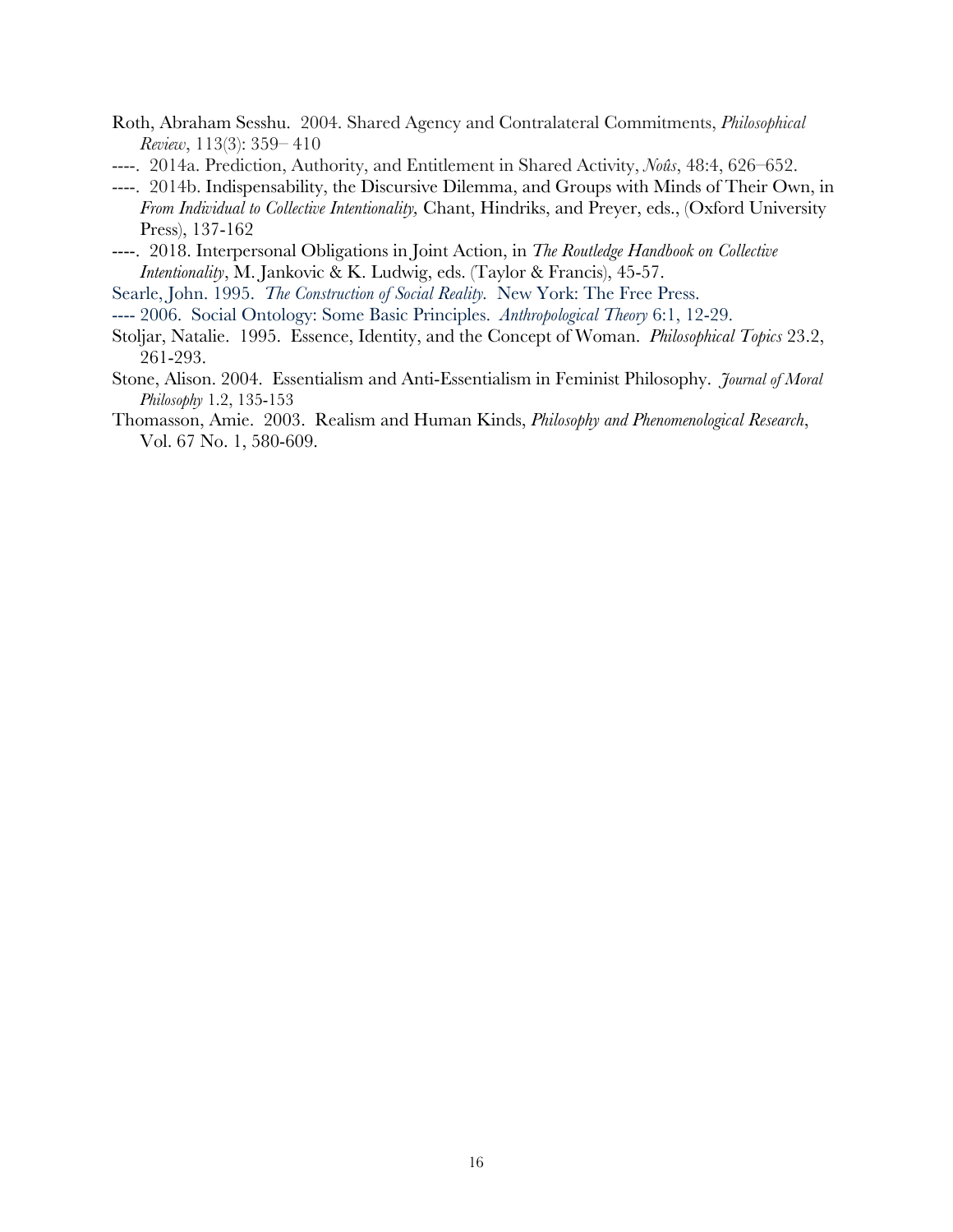Roth, Abraham Sesshu. 2004. Shared Agency and Contralateral Commitments, *Philosophical Review*, 113(3): 359– 410

----. 2014a. Prediction, Authority, and Entitlement in Shared Activity, *Noûs*, 48:4, 626–652.

----. 2014b. Indispensability, the Discursive Dilemma, and Groups with Minds of Their Own, in *From Individual to Collective Intentionality,* Chant, Hindriks, and Preyer, eds., (Oxford University Press), 137-162

----. 2018. Interpersonal Obligations in Joint Action, in *The Routledge Handbook on Collective Intentionality*, M. Jankovic & K. Ludwig, eds. (Taylor & Francis), 45-57.

Searle, John. 1995. *The Construction of Social Reality.* New York: The Free Press.

---- 2006. Social Ontology: Some Basic Principles. *Anthropological Theory* 6:1, 12-29.

Stoljar, Natalie. 1995. Essence, Identity, and the Concept of Woman. *Philosophical Topics* 23.2, 261-293.

Stone, Alison. 2004. Essentialism and Anti-Essentialism in Feminist Philosophy. *Journal of Moral Philosophy* 1.2, 135-153

Thomasson, Amie. 2003. Realism and Human Kinds, *Philosophy and Phenomenological Research*, Vol. 67 No. 1, 580-609.